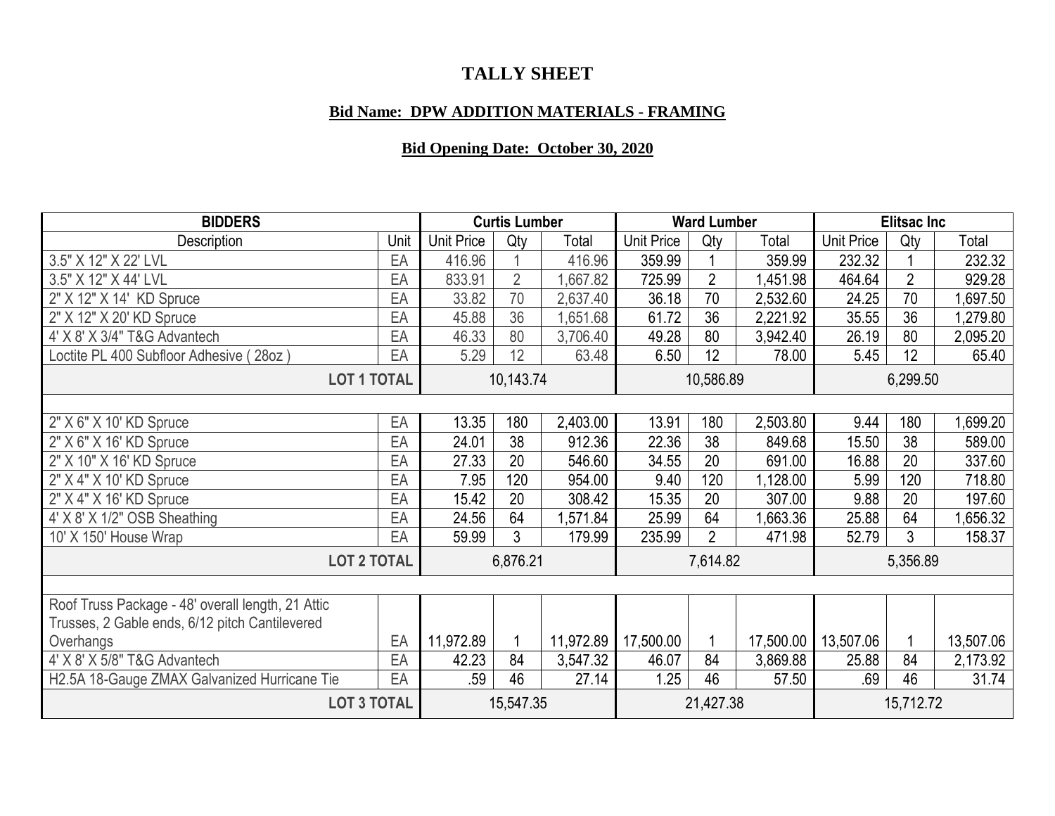# TALLY SHEET

## Bid Name: DPW ADDITION MATERIALS - FRAMING

### Bid Opening Date: October 30, 2020

| BIDDERS | | Curtis Lumber | | | Ward Lumber | | | Elitsac Inc | | |
|---|---|---|---|---|---|---|---|---|---|---|
| Description | Unit | Unit Price | Qty | Total | Unit Price | Qty | Total | Unit Price | Qty | Total |
| 3.5" X 12" X 22' LVL | EA | 416.96 | 1 | 416.96 | 359.99 | 1 | 359.99 | 232.32 | 1 | 232.32 |
| 3.5" X 12" X 44' LVL | EA | 833.91 | 2 | 1,667.82 | 725.99 | 2 | 1,451.98 | 464.64 | 2 | 929.28 |
| 2" X 12" X 14' KD Spruce | EA | 33.82 | 70 | 2,637.40 | 36.18 | 70 | 2,532.60 | 24.25 | 70 | 1,697.50 |
| 2" X 12" X 20' KD Spruce | EA | 45.88 | 36 | 1,651.68 | 61.72 | 36 | 2,221.92 | 35.55 | 36 | 1,279.80 |
| 4' X 8' X 3/4" T&G Advantech | EA | 46.33 | 80 | 3,706.40 | 49.28 | 80 | 3,942.40 | 26.19 | 80 | 2,095.20 |
| Loctite PL 400 Subfloor Adhesive ( 28oz ) | EA | 5.29 | 12 | 63.48 | 6.50 | 12 | 78.00 | 5.45 | 12 | 65.40 |
| LOT 1 TOTAL | | 10,143.74 | | | 10,586.89 | | | 6,299.50 | | |
| | | | | | | | | | | |
| 2" X 6" X 10' KD Spruce | EA | 13.35 | 180 | 2,403.00 | 13.91 | 180 | 2,503.80 | 9.44 | 180 | 1,699.20 |
| 2" X 6" X 16' KD Spruce | EA | 24.01 | 38 | 912.36 | 22.36 | 38 | 849.68 | 15.50 | 38 | 589.00 |
| 2" X 10" X 16' KD Spruce | EA | 27.33 | 20 | 546.60 | 34.55 | 20 | 691.00 | 16.88 | 20 | 337.60 |
| 2" X 4" X 10' KD Spruce | EA | 7.95 | 120 | 954.00 | 9.40 | 120 | 1,128.00 | 5.99 | 120 | 718.80 |
| 2" X 4" X 16' KD Spruce | EA | 15.42 | 20 | 308.42 | 15.35 | 20 | 307.00 | 9.88 | 20 | 197.60 |
| 4' X 8' X 1/2" OSB Sheathing | EA | 24.56 | 64 | 1,571.84 | 25.99 | 64 | 1,663.36 | 25.88 | 64 | 1,656.32 |
| 10' X 150' House Wrap | EA | 59.99 | 3 | 179.99 | 235.99 | 2 | 471.98 | 52.79 | 3 | 158.37 |
| LOT 2 TOTAL | | 6,876.21 | | | 7,614.82 | | | 5,356.89 | | |
| | | | | | | | | | | |
| Roof Truss Package - 48' overall length, 21 Attic Trusses, 2 Gable ends, 6/12 pitch Cantilevered Overhangs | EA | 11,972.89 | 1 | 11,972.89 | 17,500.00 | 1 | 17,500.00 | 13,507.06 | 1 | 13,507.06 |
| 4' X 8' X 5/8" T&G Advantech | EA | 42.23 | 84 | 3,547.32 | 46.07 | 84 | 3,869.88 | 25.88 | 84 | 2,173.92 |
| H2.5A 18-Gauge ZMAX Galvanized Hurricane Tie | EA | .59 | 46 | 27.14 | 1.25 | 46 | 57.50 | .69 | 46 | 31.74 |
| LOT 3 TOTAL | | 15,547.35 | | | 21,427.38 | | | 15,712.72 | | |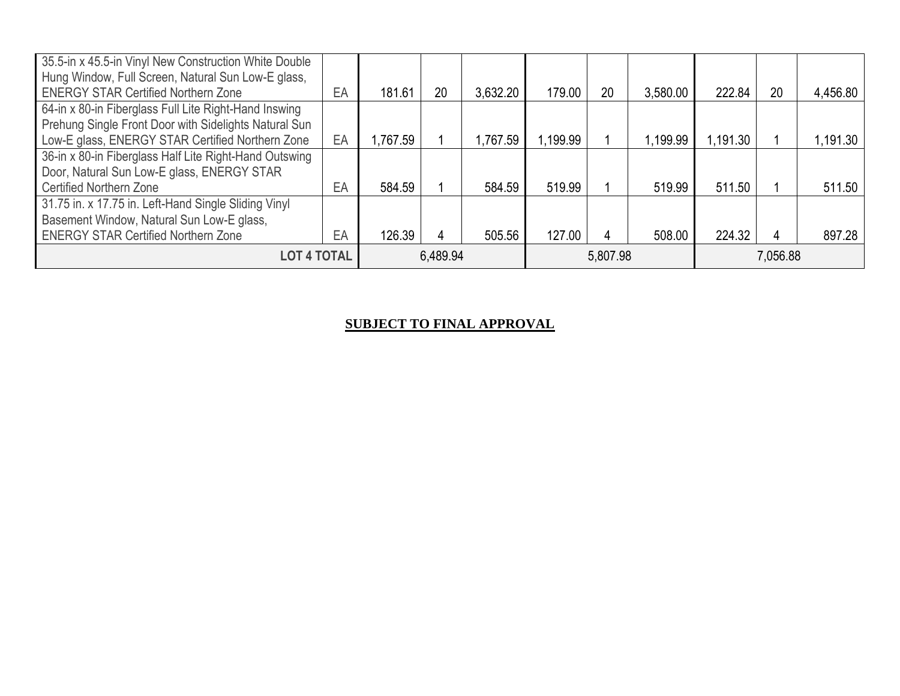| | | | | | | | | | | |
|---|---|---|---|---|---|---|---|---|---|---|
| 35.5-in x 45.5-in Vinyl New Construction White Double Hung Window, Full Screen, Natural Sun Low-E glass, ENERGY STAR Certified Northern Zone | EA | 181.61 | 20 | 3,632.20 | 179.00 | 20 | 3,580.00 | 222.84 | 20 | 4,456.80 |
| 64-in x 80-in Fiberglass Full Lite Right-Hand Inswing Prehung Single Front Door with Sidelights Natural Sun Low-E glass, ENERGY STAR Certified Northern Zone | EA | 1,767.59 | 1 | 1,767.59 | 1,199.99 | 1 | 1,199.99 | 1,191.30 | 1 | 1,191.30 |
| 36-in x 80-in Fiberglass Half Lite Right-Hand Outswing Door, Natural Sun Low-E glass, ENERGY STAR Certified Northern Zone | EA | 584.59 | 1 | 584.59 | 519.99 | 1 | 519.99 | 511.50 | 1 | 511.50 |
| 31.75 in. x 17.75 in. Left-Hand Single Sliding Vinyl Basement Window, Natural Sun Low-E glass, ENERGY STAR Certified Northern Zone | EA | 126.39 | 4 | 505.56 | 127.00 | 4 | 508.00 | 224.32 | 4 | 897.28 |
| **LOT 4 TOTAL** | | 6,489.94 | | | 5,807.98 | | | 7,056.88 | | |

**SUBJECT TO FINAL APPROVAL**